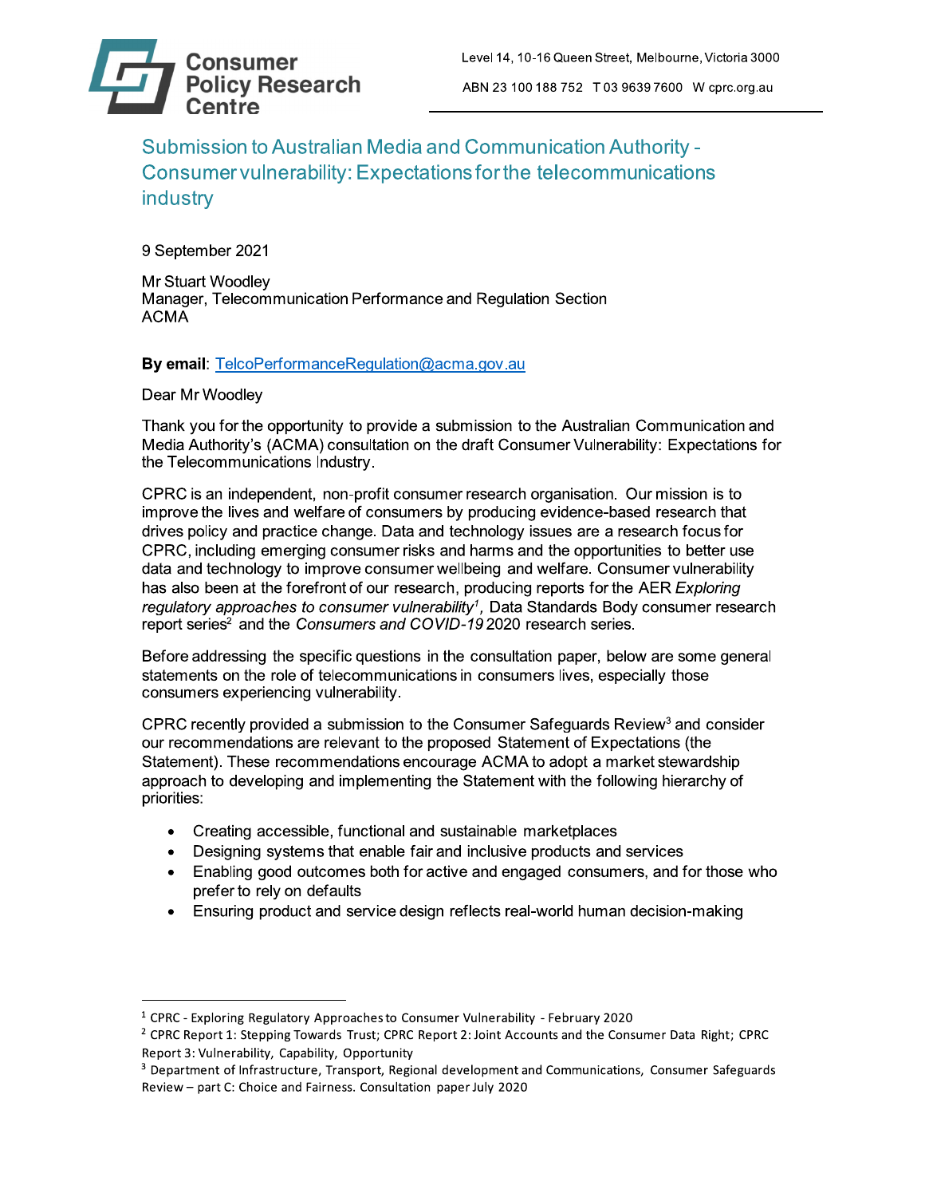Consumer Policy Research Centre

Level 14, 10-16 Queen Street, Melbourne, Victoria 3000

ABN 23 100 188 752 T 03 9639 7600 W cprc.org.au

# Submission to Australian Media and Communication Authority - Consumer vulnerability: Expectations for the telecommunications industry

9 September 2021

Mr Stuart Woodley
Manager, Telecommunication Performance and Regulation Section
ACMA

**By email**: TelcoPerformanceRegulation@acma.gov.au

Dear Mr Woodley

Thank you for the opportunity to provide a submission to the Australian Communication and Media Authority's (ACMA) consultation on the draft Consumer Vulnerability: Expectations for the Telecommunications Industry.

CPRC is an independent, non-profit consumer research organisation. Our mission is to improve the lives and welfare of consumers by producing evidence-based research that drives policy and practice change. Data and technology issues are a research focus for CPRC, including emerging consumer risks and harms and the opportunities to better use data and technology to improve consumer wellbeing and welfare. Consumer vulnerability has also been at the forefront of our research, producing reports for the AER *Exploring regulatory approaches to consumer vulnerability*[1], Data Standards Body consumer research report series[2] and the *Consumers and COVID-19* 2020 research series.

Before addressing the specific questions in the consultation paper, below are some general statements on the role of telecommunications in consumers lives, especially those consumers experiencing vulnerability.

CPRC recently provided a submission to the Consumer Safeguards Review[3] and consider our recommendations are relevant to the proposed Statement of Expectations (the Statement). These recommendations encourage ACMA to adopt a market stewardship approach to developing and implementing the Statement with the following hierarchy of priorities:

- Creating accessible, functional and sustainable marketplaces
- Designing systems that enable fair and inclusive products and services
- Enabling good outcomes both for active and engaged consumers, and for those who prefer to rely on defaults
- Ensuring product and service design reflects real-world human decision-making

---

[1] CPRC - Exploring Regulatory Approaches to Consumer Vulnerability - February 2020

[2] CPRC Report 1: Stepping Towards Trust; CPRC Report 2: Joint Accounts and the Consumer Data Right; CPRC Report 3: Vulnerability, Capability, Opportunity

[3] Department of Infrastructure, Transport, Regional development and Communications, Consumer Safeguards Review – part C: Choice and Fairness. Consultation paper July 2020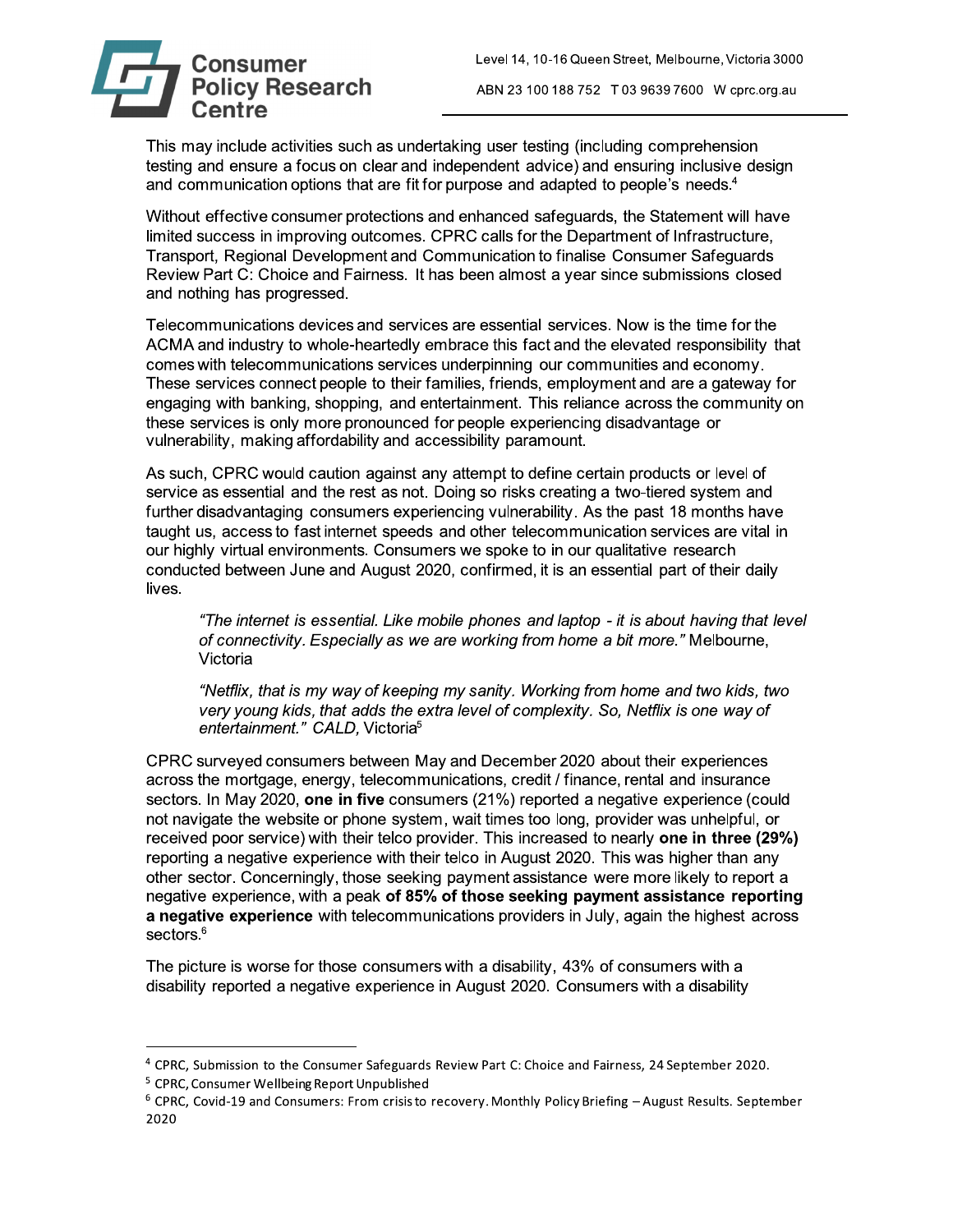This may include activities such as undertaking user testing (including comprehension testing and ensure a focus on clear and independent advice) and ensuring inclusive design and communication options that are fit for purpose and adapted to people's needs.[4]

Without effective consumer protections and enhanced safeguards, the Statement will have limited success in improving outcomes. CPRC calls for the Department of Infrastructure, Transport, Regional Development and Communication to finalise Consumer Safeguards Review Part C: Choice and Fairness. It has been almost a year since submissions closed and nothing has progressed.

Telecommunications devices and services are essential services. Now is the time for the ACMA and industry to whole-heartedly embrace this fact and the elevated responsibility that comes with telecommunications services underpinning our communities and economy. These services connect people to their families, friends, employment and are a gateway for engaging with banking, shopping, and entertainment. This reliance across the community on these services is only more pronounced for people experiencing disadvantage or vulnerability, making affordability and accessibility paramount.

As such, CPRC would caution against any attempt to define certain products or level of service as essential and the rest as not. Doing so risks creating a two-tiered system and further disadvantaging consumers experiencing vulnerability. As the past 18 months have taught us, access to fast internet speeds and other telecommunication services are vital in our highly virtual environments. Consumers we spoke to in our qualitative research conducted between June and August 2020, confirmed, it is an essential part of their daily lives.

> *"The internet is essential. Like mobile phones and laptop - it is about having that level of connectivity. Especially as we are working from home a bit more."* Melbourne, Victoria
>
> *"Netflix, that is my way of keeping my sanity. Working from home and two kids, two very young kids, that adds the extra level of complexity. So, Netflix is one way of entertainment." CALD,* Victoria[5]

CPRC surveyed consumers between May and December 2020 about their experiences across the mortgage, energy, telecommunications, credit / finance, rental and insurance sectors. In May 2020, **one in five** consumers (21%) reported a negative experience (could not navigate the website or phone system, wait times too long, provider was unhelpful, or received poor service) with their telco provider. This increased to nearly **one in three (29%)** reporting a negative experience with their telco in August 2020. This was higher than any other sector. Concerningly, those seeking payment assistance were more likely to report a negative experience, with a peak **of 85% of those seeking payment assistance reporting a negative experience** with telecommunications providers in July, again the highest across sectors.[6]

The picture is worse for those consumers with a disability, 43% of consumers with a disability reported a negative experience in August 2020. Consumers with a disability

---

[4] CPRC, Submission to the Consumer Safeguards Review Part C: Choice and Fairness, 24 September 2020.

[5] CPRC, Consumer Wellbeing Report Unpublished

[6] CPRC, Covid-19 and Consumers: From crisis to recovery. Monthly Policy Briefing – August Results. September 2020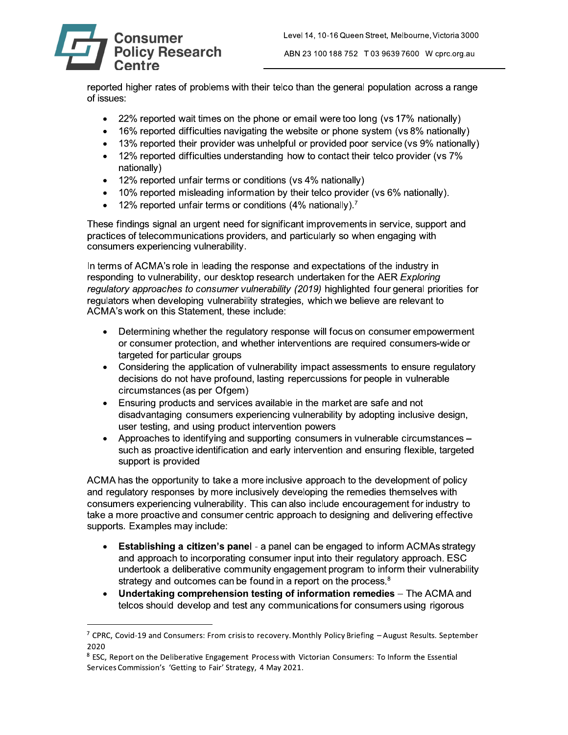reported higher rates of problems with their telco than the general population across a range of issues:

- 22% reported wait times on the phone or email were too long (vs 17% nationally)
- 16% reported difficulties navigating the website or phone system (vs 8% nationally)
- 13% reported their provider was unhelpful or provided poor service (vs 9% nationally)
- 12% reported difficulties understanding how to contact their telco provider (vs 7% nationally)
- 12% reported unfair terms or conditions (vs 4% nationally)
- 10% reported misleading information by their telco provider (vs 6% nationally).
- 12% reported unfair terms or conditions (4% nationally).[7]

These findings signal an urgent need for significant improvements in service, support and practices of telecommunications providers, and particularly so when engaging with consumers experiencing vulnerability.

In terms of ACMA's role in leading the response and expectations of the industry in responding to vulnerability, our desktop research undertaken for the AER *Exploring regulatory approaches to consumer vulnerability (2019)* highlighted four general priorities for regulators when developing vulnerability strategies, which we believe are relevant to ACMA's work on this Statement, these include:

- Determining whether the regulatory response will focus on consumer empowerment or consumer protection, and whether interventions are required consumers-wide or targeted for particular groups
- Considering the application of vulnerability impact assessments to ensure regulatory decisions do not have profound, lasting repercussions for people in vulnerable circumstances (as per Ofgem)
- Ensuring products and services available in the market are safe and not disadvantaging consumers experiencing vulnerability by adopting inclusive design, user testing, and using product intervention powers
- Approaches to identifying and supporting consumers in vulnerable circumstances – such as proactive identification and early intervention and ensuring flexible, targeted support is provided

ACMA has the opportunity to take a more inclusive approach to the development of policy and regulatory responses by more inclusively developing the remedies themselves with consumers experiencing vulnerability. This can also include encouragement for industry to take a more proactive and consumer centric approach to designing and delivering effective supports. Examples may include:

- **Establishing a citizen's panel** - a panel can be engaged to inform ACMAs strategy and approach to incorporating consumer input into their regulatory approach. ESC undertook a deliberative community engagement program to inform their vulnerability strategy and outcomes can be found in a report on the process.[8]
- **Undertaking comprehension testing of information remedies** – The ACMA and telcos should develop and test any communications for consumers using rigorous

[7] CPRC, Covid-19 and Consumers: From crisis to recovery. Monthly Policy Briefing – August Results. September 2020

[8] ESC, Report on the Deliberative Engagement Process with Victorian Consumers: To Inform the Essential Services Commission's 'Getting to Fair' Strategy, 4 May 2021.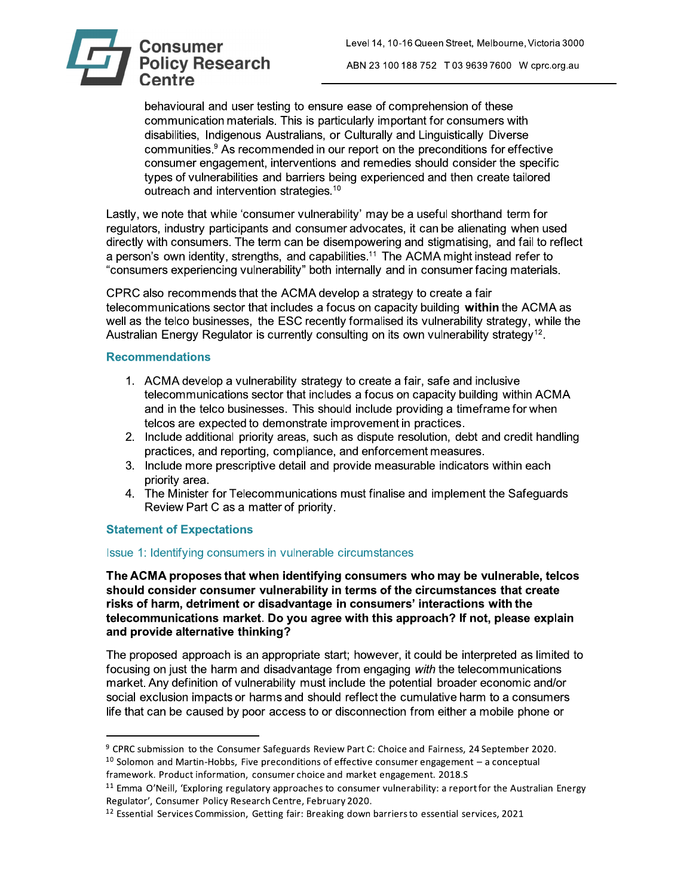behavioural and user testing to ensure ease of comprehension of these communication materials. This is particularly important for consumers with disabilities, Indigenous Australians, or Culturally and Linguistically Diverse communities.[9] As recommended in our report on the preconditions for effective consumer engagement, interventions and remedies should consider the specific types of vulnerabilities and barriers being experienced and then create tailored outreach and intervention strategies.[10]

Lastly, we note that while 'consumer vulnerability' may be a useful shorthand term for regulators, industry participants and consumer advocates, it can be alienating when used directly with consumers. The term can be disempowering and stigmatising, and fail to reflect a person's own identity, strengths, and capabilities.[11] The ACMA might instead refer to "consumers experiencing vulnerability" both internally and in consumer facing materials.

CPRC also recommends that the ACMA develop a strategy to create a fair telecommunications sector that includes a focus on capacity building **within** the ACMA as well as the telco businesses, the ESC recently formalised its vulnerability strategy, while the Australian Energy Regulator is currently consulting on its own vulnerability strategy[12].

### Recommendations

1. ACMA develop a vulnerability strategy to create a fair, safe and inclusive telecommunications sector that includes a focus on capacity building within ACMA and in the telco businesses. This should include providing a timeframe for when telcos are expected to demonstrate improvement in practices.
2. Include additional priority areas, such as dispute resolution, debt and credit handling practices, and reporting, compliance, and enforcement measures.
3. Include more prescriptive detail and provide measurable indicators within each priority area.
4. The Minister for Telecommunications must finalise and implement the Safeguards Review Part C as a matter of priority.

### Statement of Expectations

#### Issue 1: Identifying consumers in vulnerable circumstances

**The ACMA proposes that when identifying consumers who may be vulnerable, telcos should consider consumer vulnerability in terms of the circumstances that create risks of harm, detriment or disadvantage in consumers' interactions with the telecommunications market. Do you agree with this approach? If not, please explain and provide alternative thinking?**

The proposed approach is an appropriate start; however, it could be interpreted as limited to focusing on just the harm and disadvantage from engaging *with* the telecommunications market. Any definition of vulnerability must include the potential broader economic and/or social exclusion impacts or harms and should reflect the cumulative harm to a consumers life that can be caused by poor access to or disconnection from either a mobile phone or

---

[9] CPRC submission to the Consumer Safeguards Review Part C: Choice and Fairness, 24 September 2020.

[10] Solomon and Martin-Hobbs, Five preconditions of effective consumer engagement – a conceptual framework. Product information, consumer choice and market engagement. 2018.S

[11] Emma O'Neill, 'Exploring regulatory approaches to consumer vulnerability: a report for the Australian Energy Regulator', Consumer Policy Research Centre, February 2020.

[12] Essential Services Commission, Getting fair: Breaking down barriers to essential services, 2021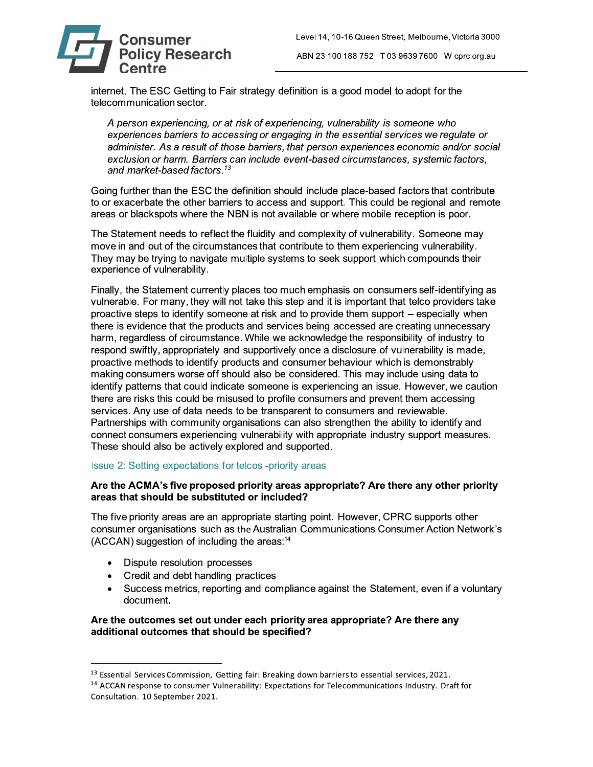internet. The ESC Getting to Fair strategy definition is a good model to adopt for the telecommunication sector.

> *A person experiencing, or at risk of experiencing, vulnerability is someone who experiences barriers to accessing or engaging in the essential services we regulate or administer. As a result of those barriers, that person experiences economic and/or social exclusion or harm. Barriers can include event-based circumstances, systemic factors, and market-based factors.*[13]

Going further than the ESC the definition should include place-based factors that contribute to or exacerbate the other barriers to access and support. This could be regional and remote areas or blackspots where the NBN is not available or where mobile reception is poor.

The Statement needs to reflect the fluidity and complexity of vulnerability. Someone may move in and out of the circumstances that contribute to them experiencing vulnerability. They may be trying to navigate multiple systems to seek support which compounds their experience of vulnerability.

Finally, the Statement currently places too much emphasis on consumers self-identifying as vulnerable. For many, they will not take this step and it is important that telco providers take proactive steps to identify someone at risk and to provide them support – especially when there is evidence that the products and services being accessed are creating unnecessary harm, regardless of circumstance. While we acknowledge the responsibility of industry to respond swiftly, appropriately and supportively once a disclosure of vulnerability is made, proactive methods to identify products and consumer behaviour which is demonstrably making consumers worse off should also be considered. This may include using data to identify patterns that could indicate someone is experiencing an issue. However, we caution there are risks this could be misused to profile consumers and prevent them accessing services. Any use of data needs to be transparent to consumers and reviewable. Partnerships with community organisations can also strengthen the ability to identify and connect consumers experiencing vulnerability with appropriate industry support measures. These should also be actively explored and supported.

## Issue 2: Setting expectations for telcos -priority areas

**Are the ACMA's five proposed priority areas appropriate? Are there any other priority areas that should be substituted or included?**

The five priority areas are an appropriate starting point. However, CPRC supports other consumer organisations such as the Australian Communications Consumer Action Network's (ACCAN) suggestion of including the areas:[14]

- Dispute resolution processes
- Credit and debt handling practices
- Success metrics, reporting and compliance against the Statement, even if a voluntary document.

**Are the outcomes set out under each priority area appropriate? Are there any additional outcomes that should be specified?**

---

[13] Essential Services Commission, Getting fair: Breaking down barriers to essential services, 2021.

[14] ACCAN response to consumer Vulnerability: Expectations for Telecommunications Industry. Draft for Consultation. 10 September 2021.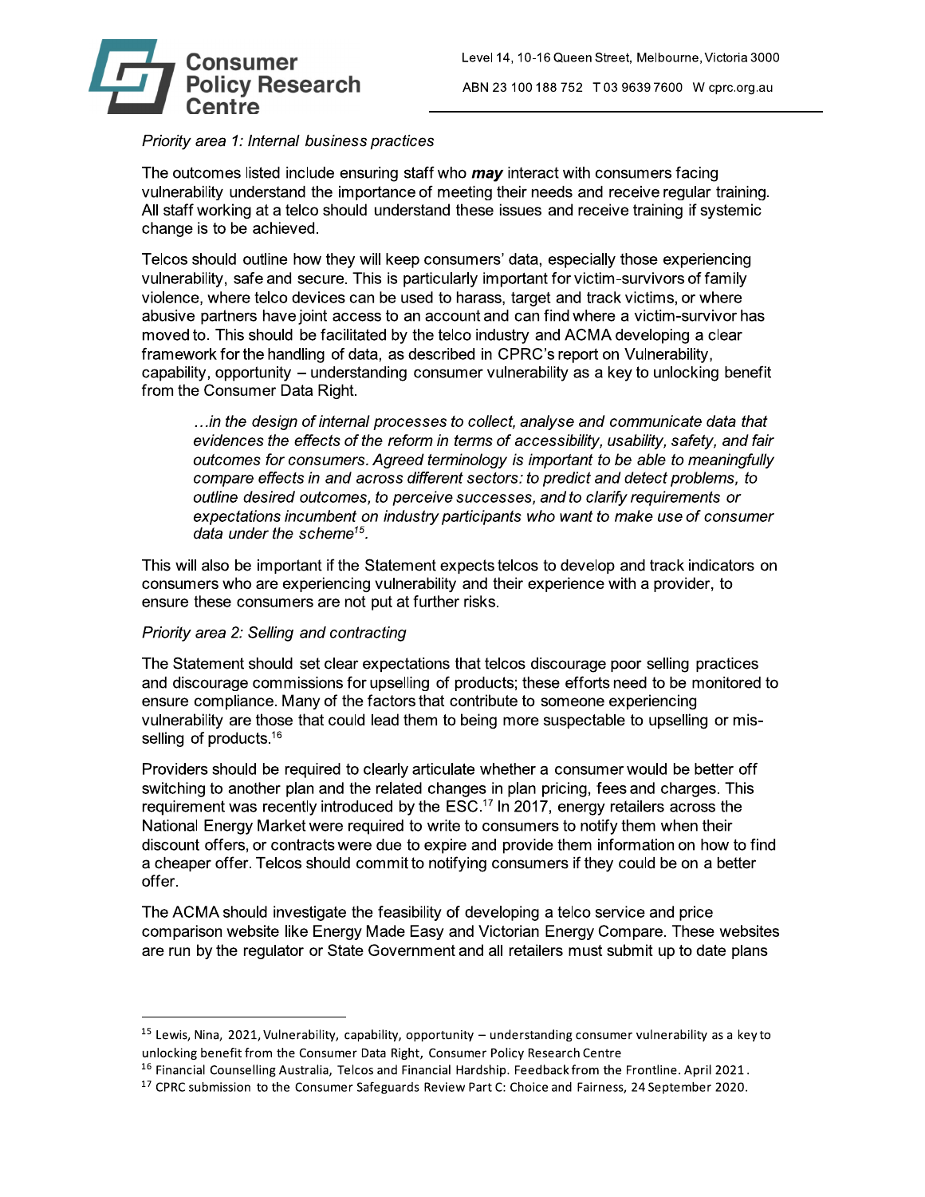*Priority area 1: Internal business practices*

The outcomes listed include ensuring staff who ***may*** interact with consumers facing vulnerability understand the importance of meeting their needs and receive regular training. All staff working at a telco should understand these issues and receive training if systemic change is to be achieved.

Telcos should outline how they will keep consumers' data, especially those experiencing vulnerability, safe and secure. This is particularly important for victim-survivors of family violence, where telco devices can be used to harass, target and track victims, or where abusive partners have joint access to an account and can find where a victim-survivor has moved to. This should be facilitated by the telco industry and ACMA developing a clear framework for the handling of data, as described in CPRC's report on Vulnerability, capability, opportunity – understanding consumer vulnerability as a key to unlocking benefit from the Consumer Data Right.

> *…in the design of internal processes to collect, analyse and communicate data that evidences the effects of the reform in terms of accessibility, usability, safety, and fair outcomes for consumers. Agreed terminology is important to be able to meaningfully compare effects in and across different sectors: to predict and detect problems, to outline desired outcomes, to perceive successes, and to clarify requirements or expectations incumbent on industry participants who want to make use of consumer data under the scheme*[15].

This will also be important if the Statement expects telcos to develop and track indicators on consumers who are experiencing vulnerability and their experience with a provider, to ensure these consumers are not put at further risks.

*Priority area 2: Selling and contracting*

The Statement should set clear expectations that telcos discourage poor selling practices and discourage commissions for upselling of products; these efforts need to be monitored to ensure compliance. Many of the factors that contribute to someone experiencing vulnerability are those that could lead them to being more suspectable to upselling or mis-selling of products.[16]

Providers should be required to clearly articulate whether a consumer would be better off switching to another plan and the related changes in plan pricing, fees and charges. This requirement was recently introduced by the ESC.[17] In 2017, energy retailers across the National Energy Market were required to write to consumers to notify them when their discount offers, or contracts were due to expire and provide them information on how to find a cheaper offer. Telcos should commit to notifying consumers if they could be on a better offer.

The ACMA should investigate the feasibility of developing a telco service and price comparison website like Energy Made Easy and Victorian Energy Compare. These websites are run by the regulator or State Government and all retailers must submit up to date plans

---

[15] Lewis, Nina, 2021, Vulnerability, capability, opportunity – understanding consumer vulnerability as a key to unlocking benefit from the Consumer Data Right, Consumer Policy Research Centre

[16] Financial Counselling Australia, Telcos and Financial Hardship. Feedback from the Frontline. April 2021.

[17] CPRC submission to the Consumer Safeguards Review Part C: Choice and Fairness, 24 September 2020.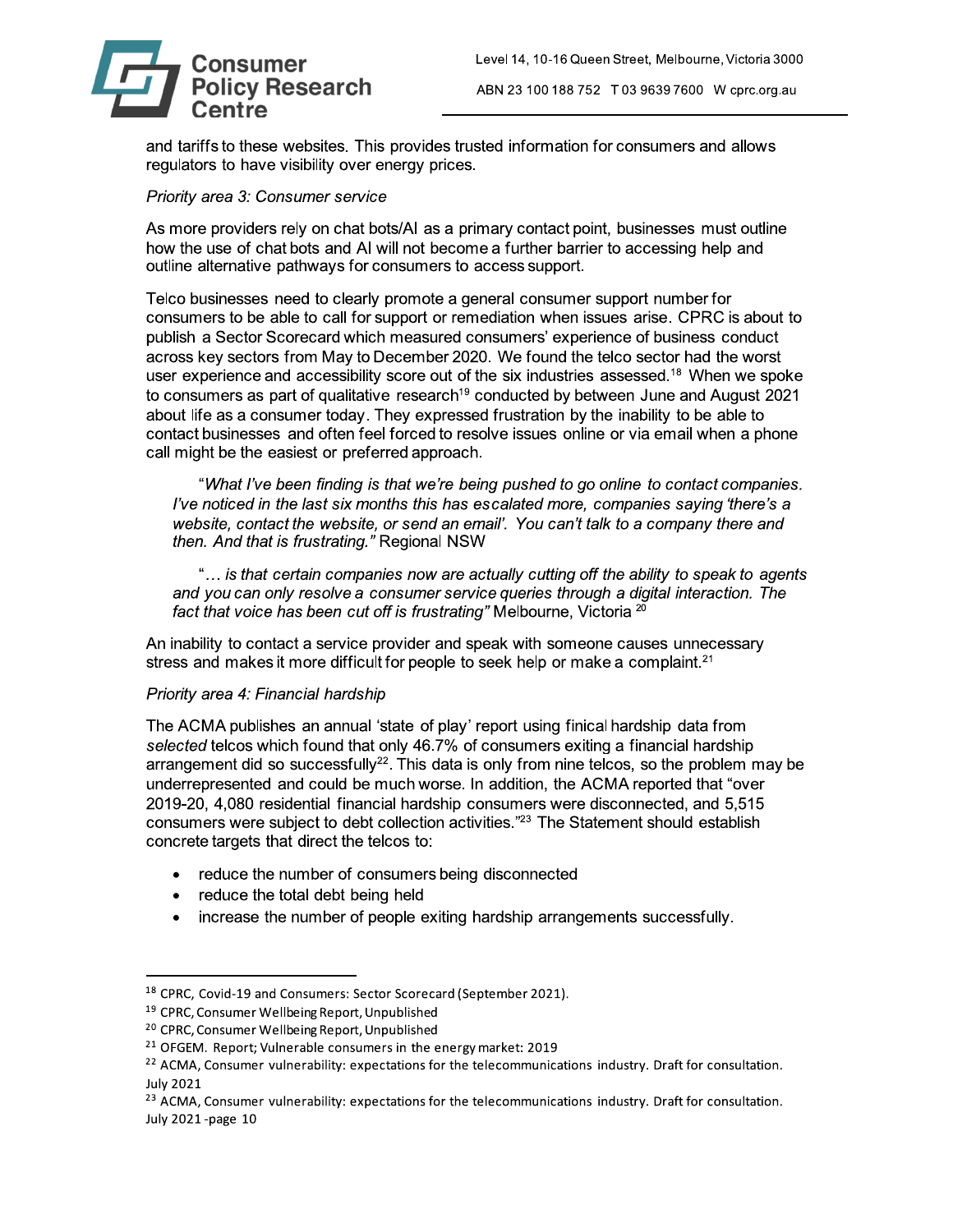and tariffs to these websites. This provides trusted information for consumers and allows regulators to have visibility over energy prices.

*Priority area 3: Consumer service*

As more providers rely on chat bots/AI as a primary contact point, businesses must outline how the use of chat bots and AI will not become a further barrier to accessing help and outline alternative pathways for consumers to access support.

Telco businesses need to clearly promote a general consumer support number for consumers to be able to call for support or remediation when issues arise. CPRC is about to publish a Sector Scorecard which measured consumers' experience of business conduct across key sectors from May to December 2020. We found the telco sector had the worst user experience and accessibility score out of the six industries assessed.[18] When we spoke to consumers as part of qualitative research[19] conducted by between June and August 2021 about life as a consumer today. They expressed frustration by the inability to be able to contact businesses and often feel forced to resolve issues online or via email when a phone call might be the easiest or preferred approach.

> "*What I've been finding is that we're being pushed to go online to contact companies. I've noticed in the last six months this has escalated more, companies saying 'there's a website, contact the website, or send an email'. You can't talk to a company there and then. And that is frustrating."* Regional NSW

> "*… is that certain companies now are actually cutting off the ability to speak to agents and you can only resolve a consumer service queries through a digital interaction. The fact that voice has been cut off is frustrating"* Melbourne, Victoria [20]

An inability to contact a service provider and speak with someone causes unnecessary stress and makes it more difficult for people to seek help or make a complaint.[21]

*Priority area 4: Financial hardship*

The ACMA publishes an annual 'state of play' report using finical hardship data from *selected* telcos which found that only 46.7% of consumers exiting a financial hardship arrangement did so successfully[22]. This data is only from nine telcos, so the problem may be underrepresented and could be much worse. In addition, the ACMA reported that "over 2019-20, 4,080 residential financial hardship consumers were disconnected, and 5,515 consumers were subject to debt collection activities."[23] The Statement should establish concrete targets that direct the telcos to:

- reduce the number of consumers being disconnected
- reduce the total debt being held
- increase the number of people exiting hardship arrangements successfully.

---

[18] CPRC, Covid-19 and Consumers: Sector Scorecard (September 2021).

[19] CPRC, Consumer Wellbeing Report, Unpublished

[20] CPRC, Consumer Wellbeing Report, Unpublished

[21] OFGEM. Report; Vulnerable consumers in the energy market: 2019

[22] ACMA, Consumer vulnerability: expectations for the telecommunications industry. Draft for consultation. July 2021

[23] ACMA, Consumer vulnerability: expectations for the telecommunications industry. Draft for consultation. July 2021 -page 10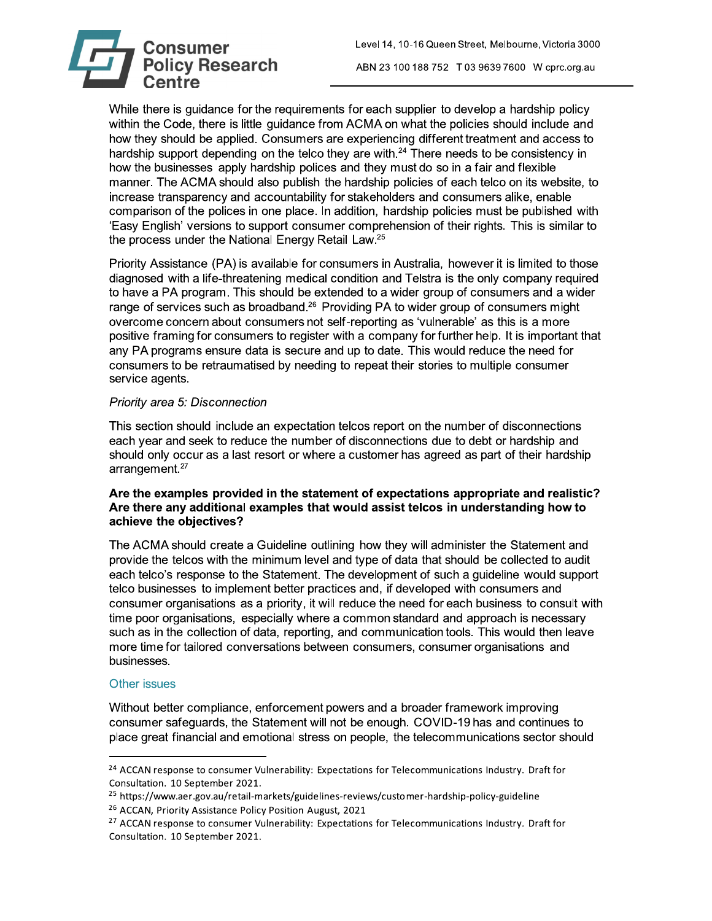While there is guidance for the requirements for each supplier to develop a hardship policy within the Code, there is little guidance from ACMA on what the policies should include and how they should be applied. Consumers are experiencing different treatment and access to hardship support depending on the telco they are with.[24] There needs to be consistency in how the businesses apply hardship polices and they must do so in a fair and flexible manner. The ACMA should also publish the hardship policies of each telco on its website, to increase transparency and accountability for stakeholders and consumers alike, enable comparison of the polices in one place. In addition, hardship policies must be published with 'Easy English' versions to support consumer comprehension of their rights. This is similar to the process under the National Energy Retail Law.[25]

Priority Assistance (PA) is available for consumers in Australia, however it is limited to those diagnosed with a life-threatening medical condition and Telstra is the only company required to have a PA program. This should be extended to a wider group of consumers and a wider range of services such as broadband.[26] Providing PA to wider group of consumers might overcome concern about consumers not self-reporting as 'vulnerable' as this is a more positive framing for consumers to register with a company for further help. It is important that any PA programs ensure data is secure and up to date. This would reduce the need for consumers to be retraumatised by needing to repeat their stories to multiple consumer service agents.

*Priority area 5: Disconnection*

This section should include an expectation telcos report on the number of disconnections each year and seek to reduce the number of disconnections due to debt or hardship and should only occur as a last resort or where a customer has agreed as part of their hardship arrangement.[27]

**Are the examples provided in the statement of expectations appropriate and realistic? Are there any additional examples that would assist telcos in understanding how to achieve the objectives?**

The ACMA should create a Guideline outlining how they will administer the Statement and provide the telcos with the minimum level and type of data that should be collected to audit each telco's response to the Statement. The development of such a guideline would support telco businesses to implement better practices and, if developed with consumers and consumer organisations as a priority, it will reduce the need for each business to consult with time poor organisations, especially where a common standard and approach is necessary such as in the collection of data, reporting, and communication tools. This would then leave more time for tailored conversations between consumers, consumer organisations and businesses.

## Other issues

Without better compliance, enforcement powers and a broader framework improving consumer safeguards, the Statement will not be enough. COVID-19 has and continues to place great financial and emotional stress on people, the telecommunications sector should

---

[24] ACCAN response to consumer Vulnerability: Expectations for Telecommunications Industry. Draft for Consultation. 10 September 2021.

[25] https://www.aer.gov.au/retail-markets/guidelines-reviews/customer-hardship-policy-guideline

[26] ACCAN, Priority Assistance Policy Position August, 2021

[27] ACCAN response to consumer Vulnerability: Expectations for Telecommunications Industry. Draft for Consultation. 10 September 2021.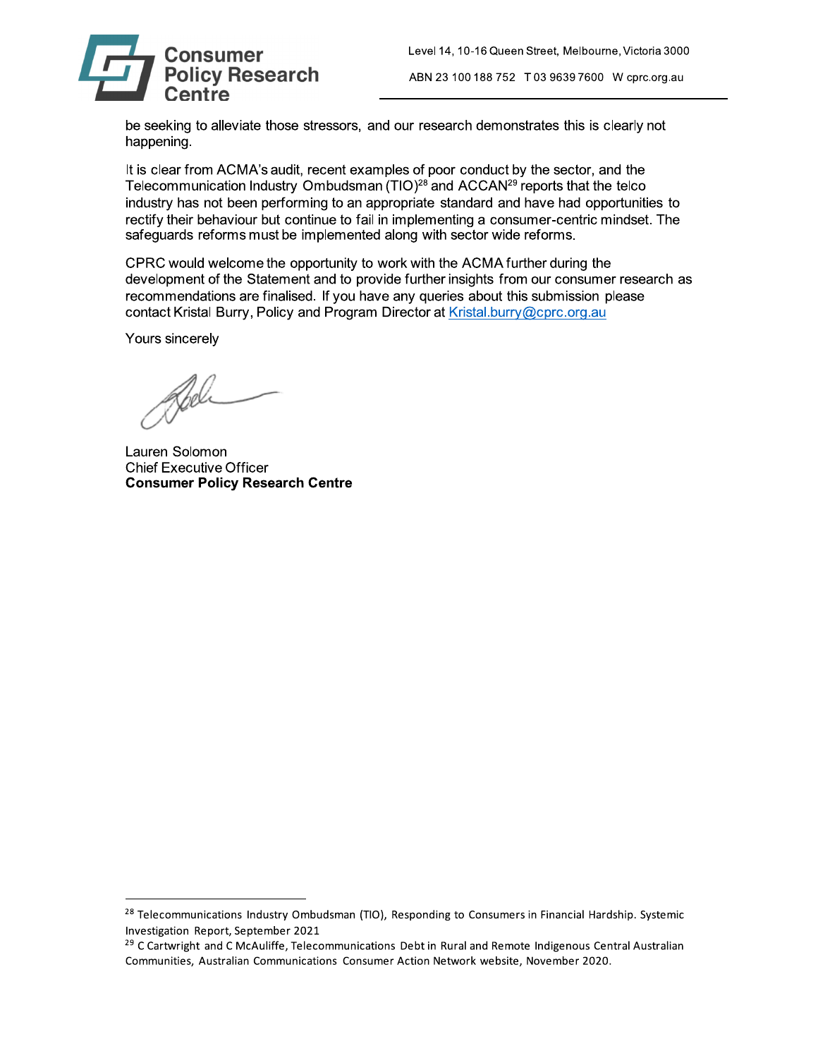be seeking to alleviate those stressors, and our research demonstrates this is clearly not happening.

It is clear from ACMA's audit, recent examples of poor conduct by the sector, and the Telecommunication Industry Ombudsman (TIO)[28] and ACCAN[29] reports that the telco industry has not been performing to an appropriate standard and have had opportunities to rectify their behaviour but continue to fail in implementing a consumer-centric mindset. The safeguards reforms must be implemented along with sector wide reforms.

CPRC would welcome the opportunity to work with the ACMA further during the development of the Statement and to provide further insights from our consumer research as recommendations are finalised. If you have any queries about this submission please contact Kristal Burry, Policy and Program Director at Kristal.burry@cprc.org.au

Yours sincerely

Lauren Solomon
Chief Executive Officer
**Consumer Policy Research Centre**

---

[28] Telecommunications Industry Ombudsman (TIO), Responding to Consumers in Financial Hardship. Systemic Investigation Report, September 2021

[29] C Cartwright and C McAuliffe, Telecommunications Debt in Rural and Remote Indigenous Central Australian Communities, Australian Communications Consumer Action Network website, November 2020.